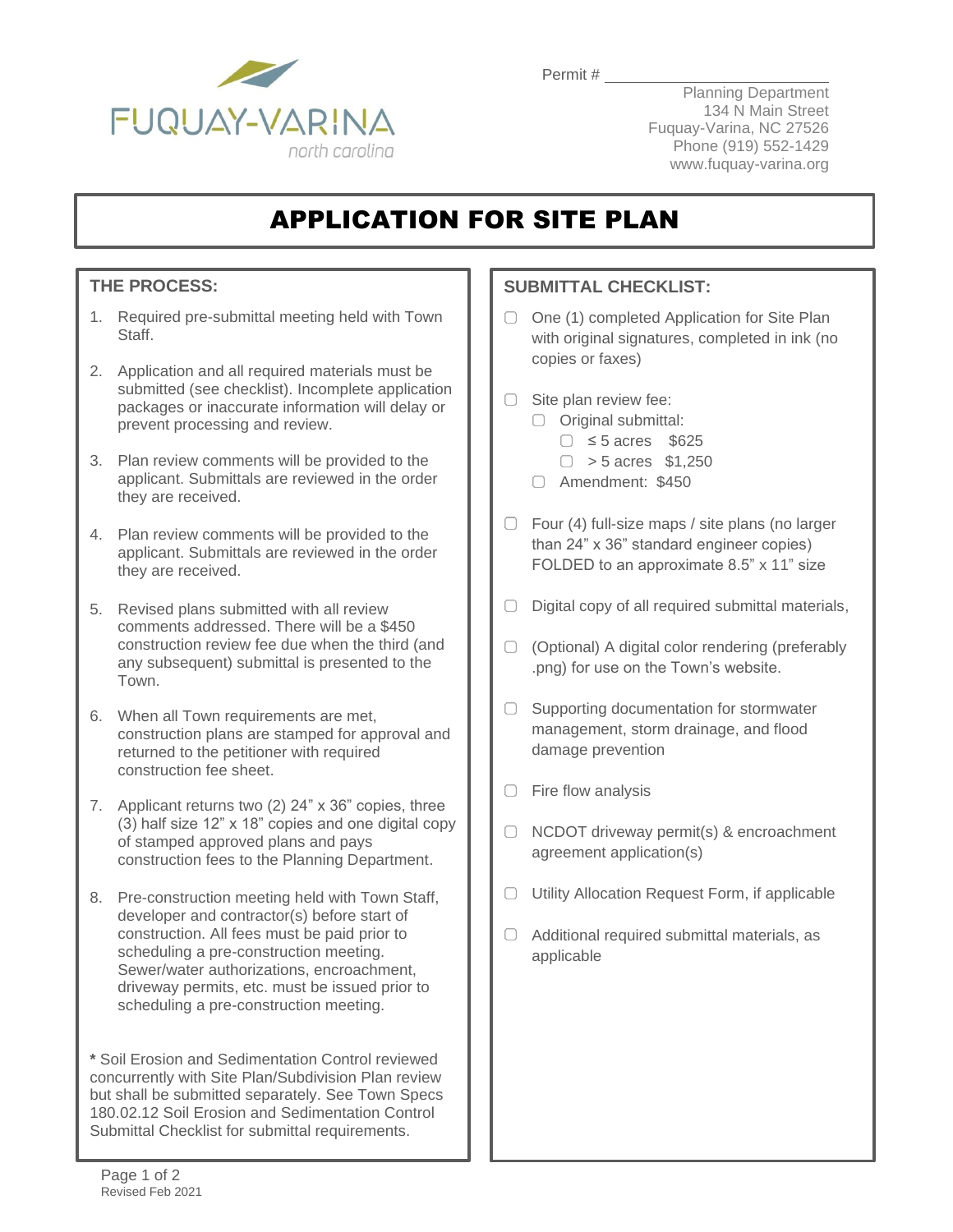FUQUAY-VARINA
north carolina

Permit # ______________________

Planning Department
134 N Main Street
Fuquay-Varina, NC 27526
Phone (919) 552-1429
www.fuquay-varina.org

# APPLICATION FOR SITE PLAN

## THE PROCESS:

1. Required pre-submittal meeting held with Town Staff.
2. Application and all required materials must be submitted (see checklist). Incomplete application packages or inaccurate information will delay or prevent processing and review.
3. Plan review comments will be provided to the applicant. Submittals are reviewed in the order they are received.
4. Plan review comments will be provided to the applicant. Submittals are reviewed in the order they are received.
5. Revised plans submitted with all review comments addressed. There will be a $450 construction review fee due when the third (and any subsequent) submittal is presented to the Town.
6. When all Town requirements are met, construction plans are stamped for approval and returned to the petitioner with required construction fee sheet.
7. Applicant returns two (2) 24" x 36" copies, three (3) half size 12" x 18" copies and one digital copy of stamped approved plans and pays construction fees to the Planning Department.
8. Pre-construction meeting held with Town Staff, developer and contractor(s) before start of construction. All fees must be paid prior to scheduling a pre-construction meeting. Sewer/water authorizations, encroachment, driveway permits, etc. must be issued prior to scheduling a pre-construction meeting.

**\*** Soil Erosion and Sedimentation Control reviewed concurrently with Site Plan/Subdivision Plan review but shall be submitted separately. See Town Specs 180.02.12 Soil Erosion and Sedimentation Control Submittal Checklist for submittal requirements.

## SUBMITTAL CHECKLIST:

- ☐ One (1) completed Application for Site Plan with original signatures, completed in ink (no copies or faxes)
- ☐ Site plan review fee:
  - ☐ Original submittal:
    - ☐ ≤ 5 acres $625
    - ☐ > 5 acres $1,250
  - ☐ Amendment: $450
- ☐ Four (4) full-size maps / site plans (no larger than 24" x 36" standard engineer copies) FOLDED to an approximate 8.5" x 11" size
- ☐ Digital copy of all required submittal materials,
- ☐ (Optional) A digital color rendering (preferably .png) for use on the Town's website.
- ☐ Supporting documentation for stormwater management, storm drainage, and flood damage prevention
- ☐ Fire flow analysis
- ☐ NCDOT driveway permit(s) & encroachment agreement application(s)
- ☐ Utility Allocation Request Form, if applicable
- ☐ Additional required submittal materials, as applicable

Revised Feb 2021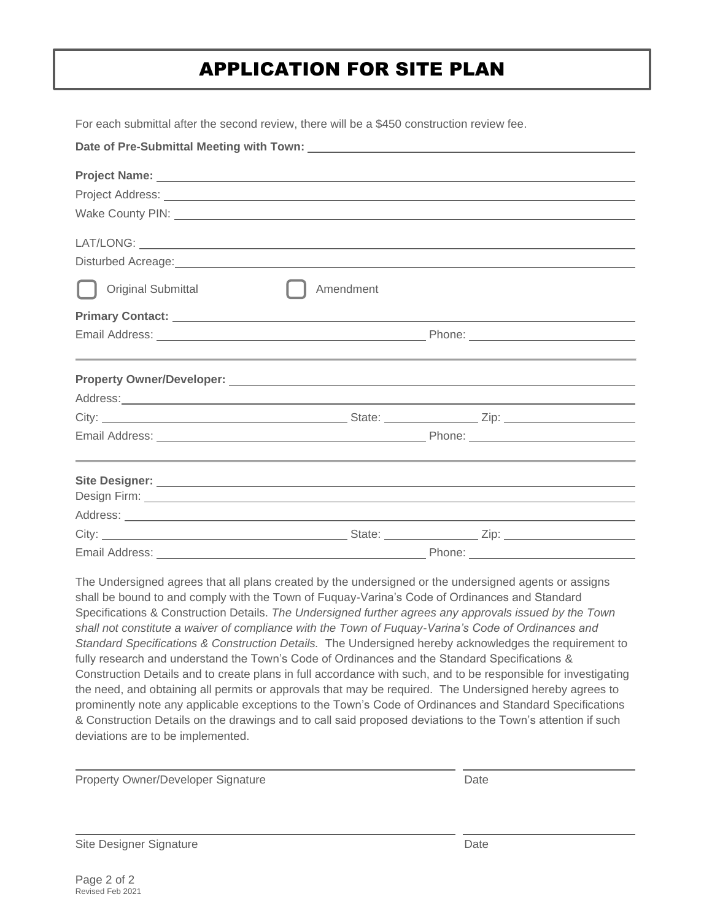# APPLICATION FOR SITE PLAN

For each submittal after the second review, there will be a $450 construction review fee.

**Date of Pre-Submittal Meeting with Town:** ______________________________

**Project Name:** ______________________________

Project Address: ______________________________

Wake County PIN: ______________________________

LAT/LONG: ______________________________

Disturbed Acreage: ______________________________

☐ Original Submittal ☐ Amendment

**Primary Contact:** ______________________________

Email Address: ______________________________ Phone: ______________________________

---

**Property Owner/Developer:** ______________________________

Address: ______________________________

City: ______________________________ State: ______________ Zip: ______________

Email Address: ______________________________ Phone: ______________________________

---

**Site Designer:** ______________________________

Design Firm: ______________________________

Address: ______________________________

City: ______________________________ State: ______________ Zip: ______________

Email Address: ______________________________ Phone: ______________________________

The Undersigned agrees that all plans created by the undersigned or the undersigned agents or assigns shall be bound to and comply with the Town of Fuquay-Varina's Code of Ordinances and Standard Specifications & Construction Details. *The Undersigned further agrees any approvals issued by the Town shall not constitute a waiver of compliance with the Town of Fuquay-Varina's Code of Ordinances and Standard Specifications & Construction Details.* The Undersigned hereby acknowledges the requirement to fully research and understand the Town's Code of Ordinances and the Standard Specifications & Construction Details and to create plans in full accordance with such, and to be responsible for investigating the need, and obtaining all permits or approvals that may be required. The Undersigned hereby agrees to prominently note any applicable exceptions to the Town's Code of Ordinances and Standard Specifications & Construction Details on the drawings and to call said proposed deviations to the Town's attention if such deviations are to be implemented.

______________________________ ______________

Property Owner/Developer Signature Date

______________________________ ______________

Site Designer Signature Date

Revised Feb 2021